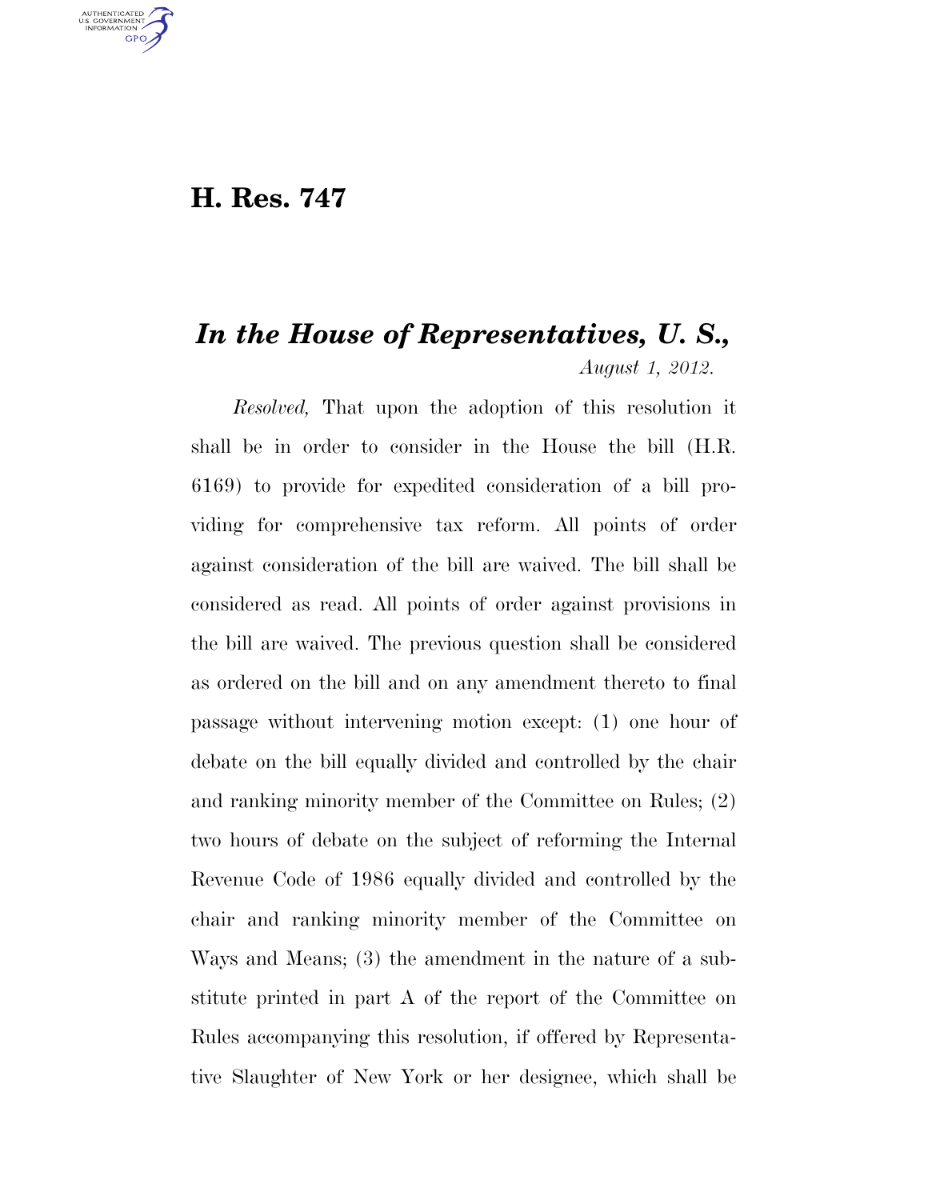# H. Res. 747

## *In the House of Representatives, U. S.,*

*August 1, 2012.*

*Resolved,* That upon the adoption of this resolution it shall be in order to consider in the House the bill (H.R. 6169) to provide for expedited consideration of a bill providing for comprehensive tax reform. All points of order against consideration of the bill are waived. The bill shall be considered as read. All points of order against provisions in the bill are waived. The previous question shall be considered as ordered on the bill and on any amendment thereto to final passage without intervening motion except: (1) one hour of debate on the bill equally divided and controlled by the chair and ranking minority member of the Committee on Rules; (2) two hours of debate on the subject of reforming the Internal Revenue Code of 1986 equally divided and controlled by the chair and ranking minority member of the Committee on Ways and Means; (3) the amendment in the nature of a substitute printed in part A of the report of the Committee on Rules accompanying this resolution, if offered by Representative Slaughter of New York or her designee, which shall be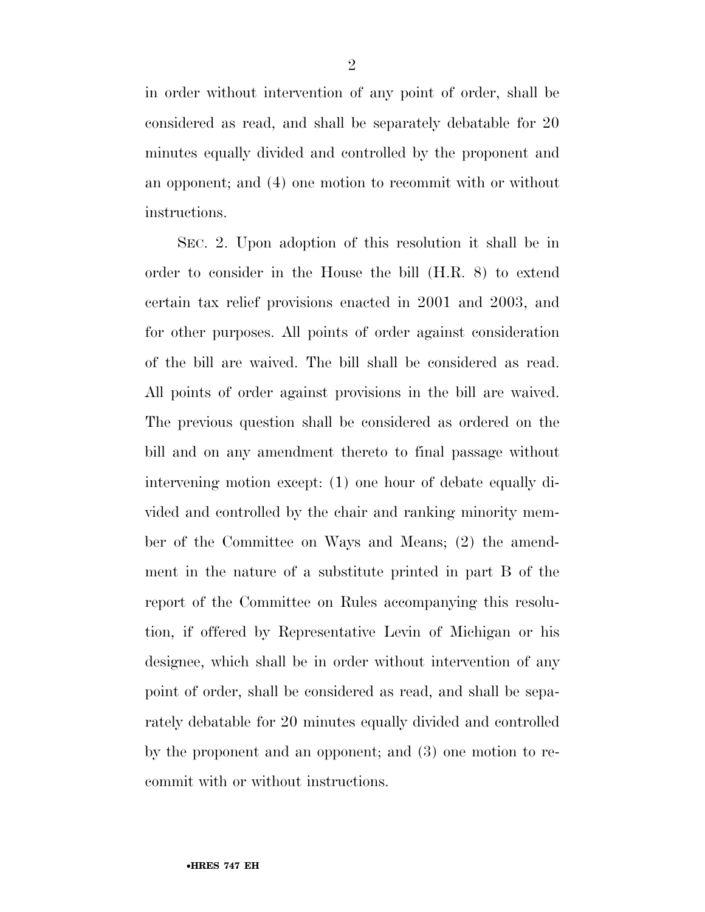in order without intervention of any point of order, shall be considered as read, and shall be separately debatable for 20 minutes equally divided and controlled by the proponent and an opponent; and (4) one motion to recommit with or without instructions.

SEC. 2. Upon adoption of this resolution it shall be in order to consider in the House the bill (H.R. 8) to extend certain tax relief provisions enacted in 2001 and 2003, and for other purposes. All points of order against consideration of the bill are waived. The bill shall be considered as read. All points of order against provisions in the bill are waived. The previous question shall be considered as ordered on the bill and on any amendment thereto to final passage without intervening motion except: (1) one hour of debate equally divided and controlled by the chair and ranking minority member of the Committee on Ways and Means; (2) the amendment in the nature of a substitute printed in part B of the report of the Committee on Rules accompanying this resolution, if offered by Representative Levin of Michigan or his designee, which shall be in order without intervention of any point of order, shall be considered as read, and shall be separately debatable for 20 minutes equally divided and controlled by the proponent and an opponent; and (3) one motion to recommit with or without instructions.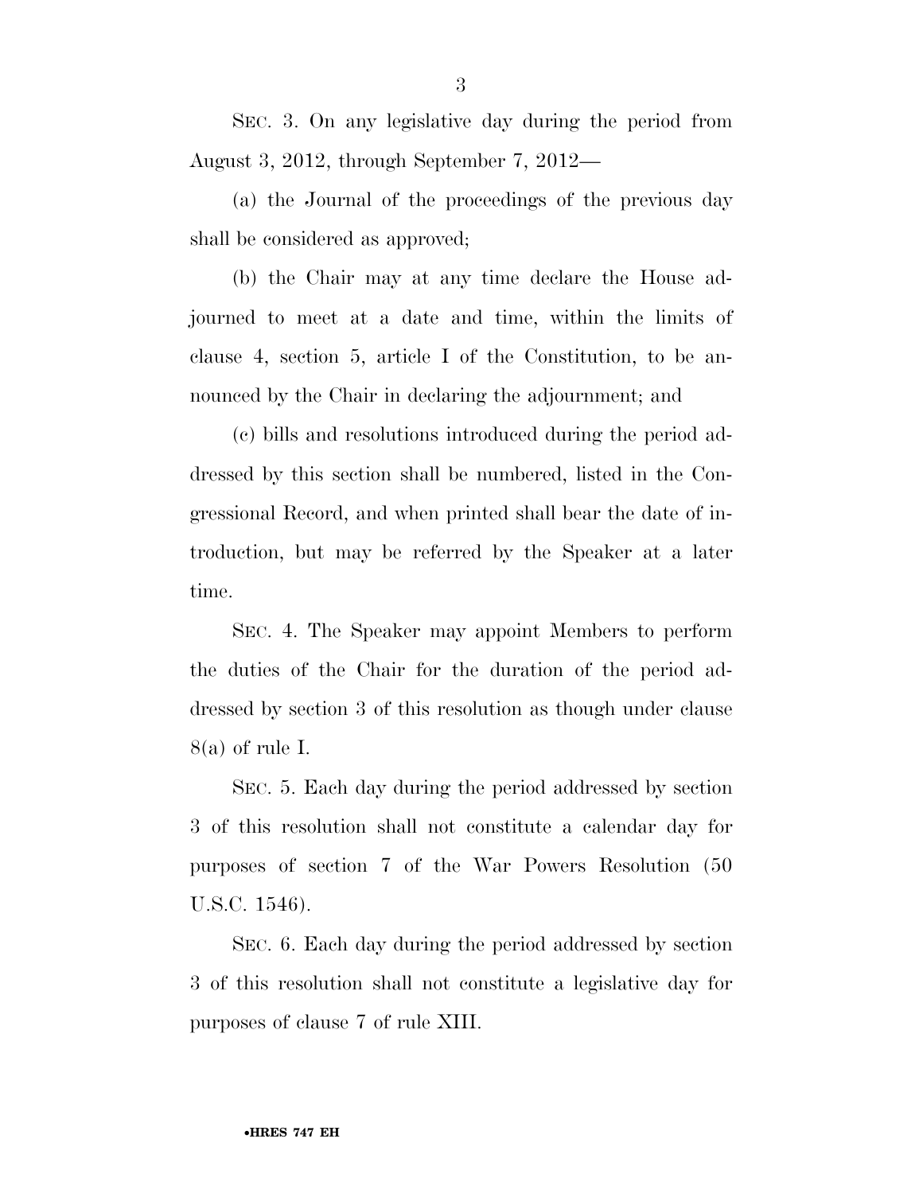SEC. 3. On any legislative day during the period from August 3, 2012, through September 7, 2012—

(a) the Journal of the proceedings of the previous day shall be considered as approved;

(b) the Chair may at any time declare the House adjourned to meet at a date and time, within the limits of clause 4, section 5, article I of the Constitution, to be announced by the Chair in declaring the adjournment; and

(c) bills and resolutions introduced during the period addressed by this section shall be numbered, listed in the Congressional Record, and when printed shall bear the date of introduction, but may be referred by the Speaker at a later time.

SEC. 4. The Speaker may appoint Members to perform the duties of the Chair for the duration of the period addressed by section 3 of this resolution as though under clause 8(a) of rule I.

SEC. 5. Each day during the period addressed by section 3 of this resolution shall not constitute a calendar day for purposes of section 7 of the War Powers Resolution (50 U.S.C. 1546).

SEC. 6. Each day during the period addressed by section 3 of this resolution shall not constitute a legislative day for purposes of clause 7 of rule XIII.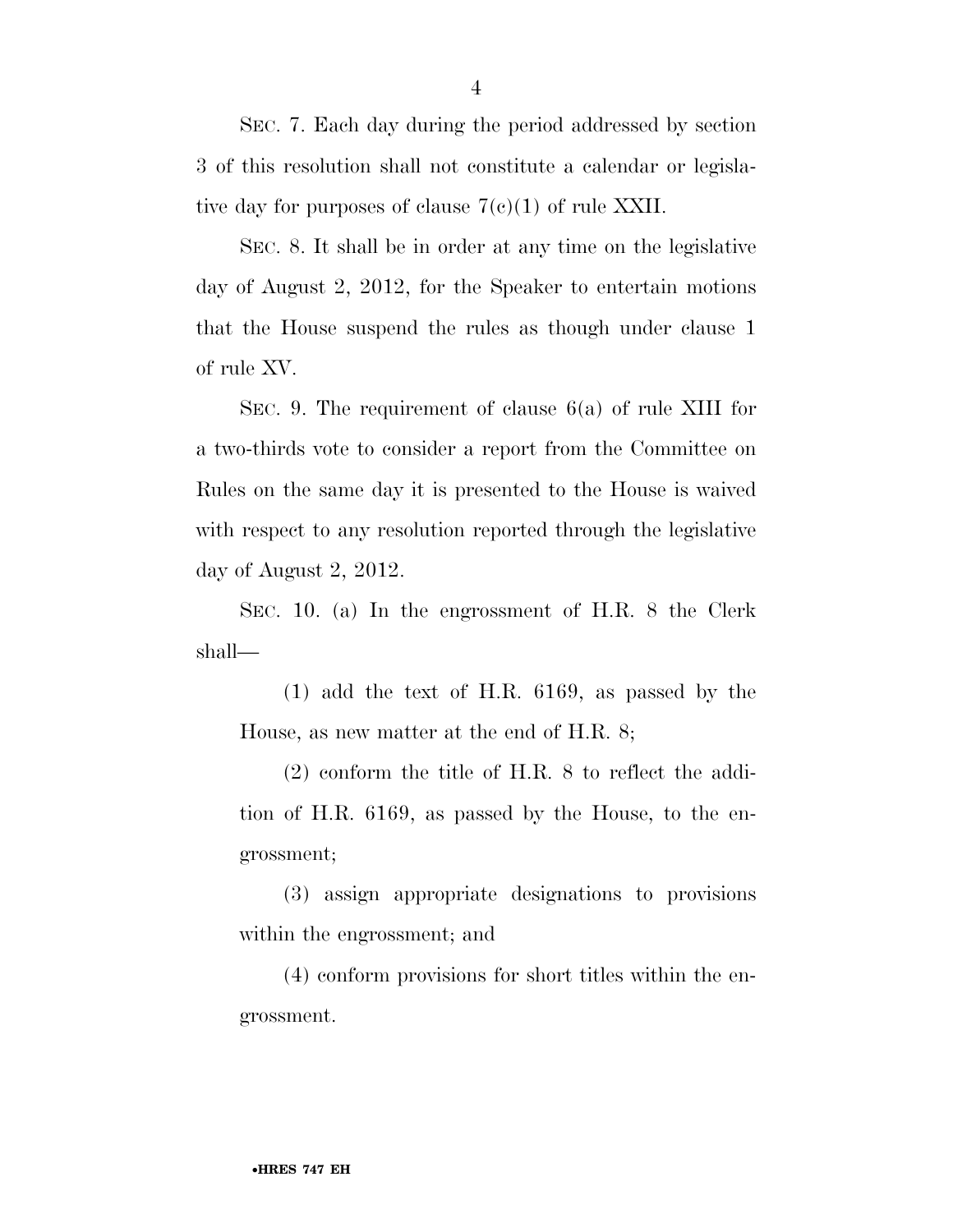SEC. 7. Each day during the period addressed by section 3 of this resolution shall not constitute a calendar or legislative day for purposes of clause 7(c)(1) of rule XXII.

SEC. 8. It shall be in order at any time on the legislative day of August 2, 2012, for the Speaker to entertain motions that the House suspend the rules as though under clause 1 of rule XV.

SEC. 9. The requirement of clause 6(a) of rule XIII for a two-thirds vote to consider a report from the Committee on Rules on the same day it is presented to the House is waived with respect to any resolution reported through the legislative day of August 2, 2012.

SEC. 10. (a) In the engrossment of H.R. 8 the Clerk shall—

(1) add the text of H.R. 6169, as passed by the House, as new matter at the end of H.R. 8;

(2) conform the title of H.R. 8 to reflect the addition of H.R. 6169, as passed by the House, to the engrossment;

(3) assign appropriate designations to provisions within the engrossment; and

(4) conform provisions for short titles within the engrossment.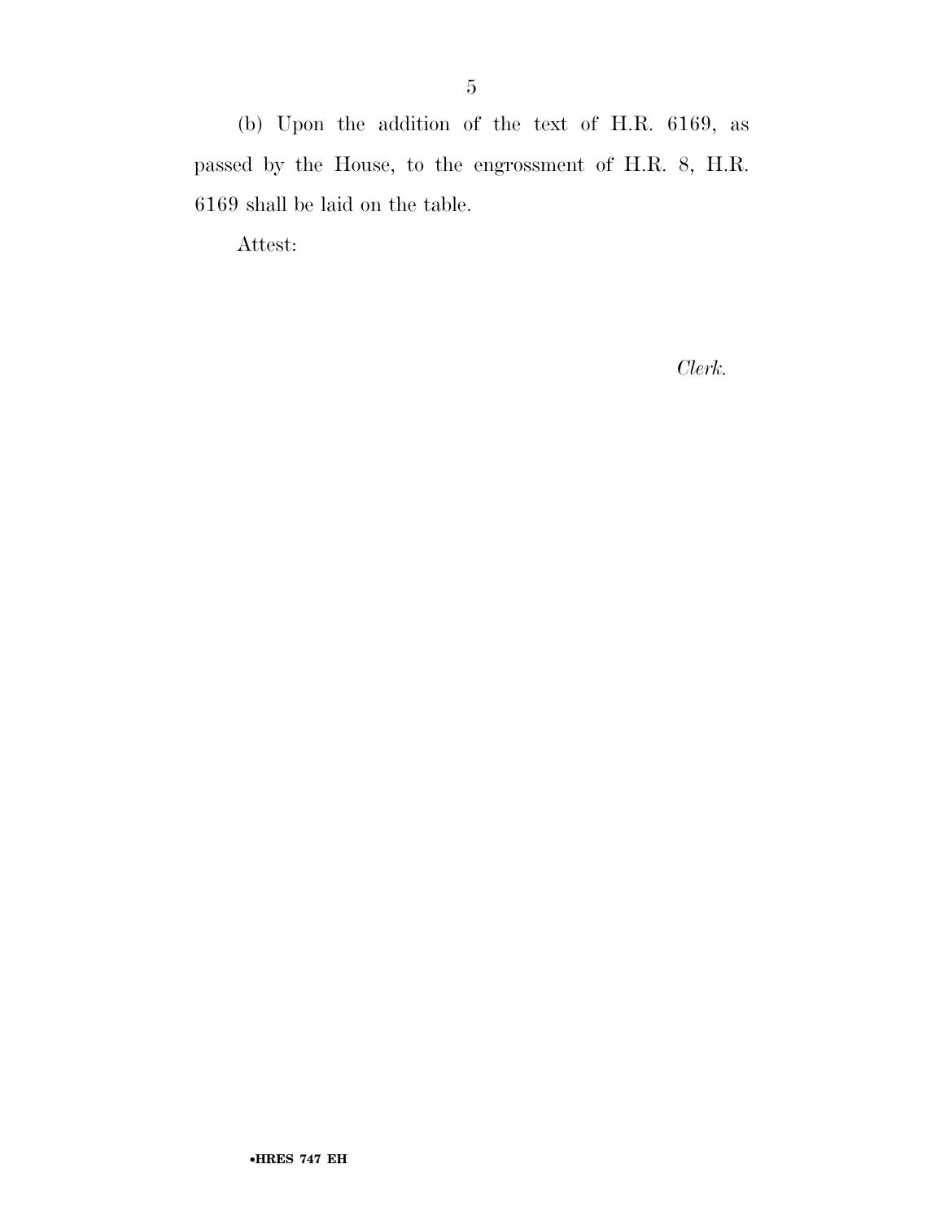(b) Upon the addition of the text of H.R. 6169, as passed by the House, to the engrossment of H.R. 8, H.R. 6169 shall be laid on the table.

Attest:

*Clerk.*